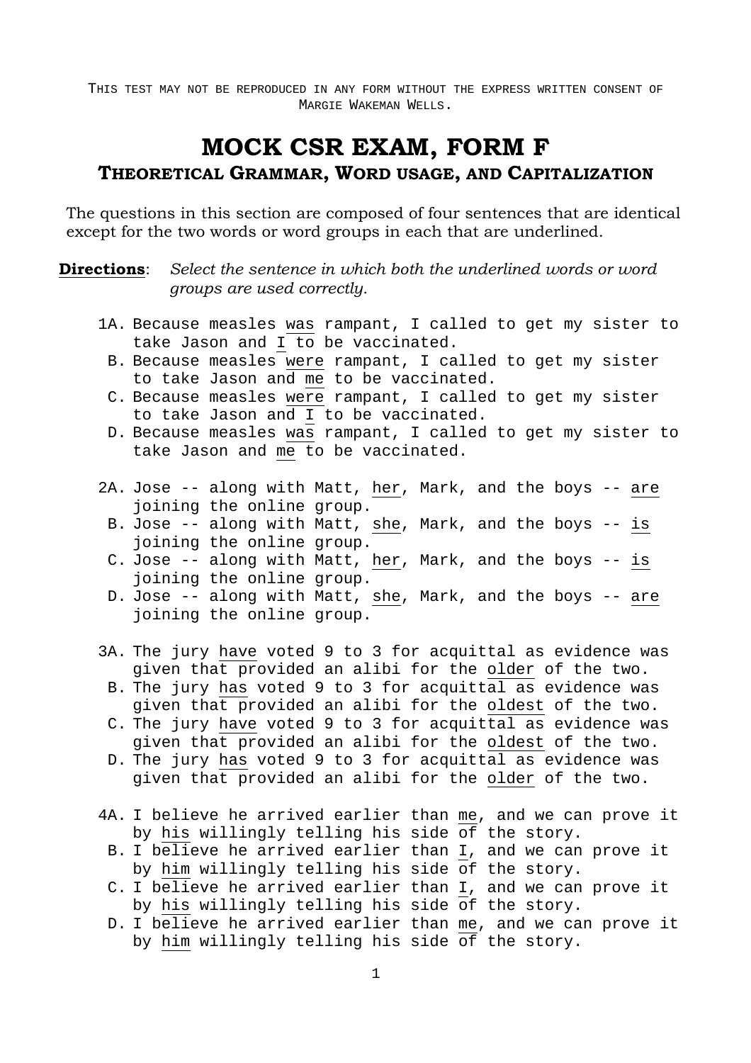THIS TEST MAY NOT BE REPRODUCED IN ANY FORM WITHOUT THE EXPRESS WRITTEN CONSENT OF MARGIE WAKEMAN WELLS.

# MOCK CSR EXAM, FORM F

## THEORETICAL GRAMMAR, WORD USAGE, AND CAPITALIZATION

The questions in this section are composed of four sentences that are identical except for the two words or word groups in each that are underlined.

**Directions**: *Select the sentence in which both the underlined words or word groups are used correctly.*

1A. Because measles <u>was</u> rampant, I called to get my sister to take Jason and <u>I to</u> be vaccinated.
 B. Because measles <u>were</u> rampant, I called to get my sister to take Jason and <u>me</u> to be vaccinated.
 C. Because measles <u>were</u> rampant, I called to get my sister to take Jason and <u>I</u> to be vaccinated.
 D. Because measles <u>was</u> rampant, I called to get my sister to take Jason and <u>me to</u> be vaccinated.

2A. Jose -- along with Matt, <u>her</u>, Mark, and the boys -- <u>are</u> joining the online group.
 B. Jose -- along with Matt, <u>she</u>, Mark, and the boys -- <u>is</u> joining the online group.
 C. Jose -- along with Matt, <u>her</u>, Mark, and the boys -- <u>is</u> joining the online group.
 D. Jose -- along with Matt, <u>she</u>, Mark, and the boys -- <u>are</u> joining the online group.

3A. The jury <u>have</u> voted 9 to 3 for acquittal as evidence was given that provided an alibi for the <u>older</u> of the two.
 B. The jury <u>has</u> voted 9 to 3 for acquittal as evidence was given that provided an alibi for the <u>oldest</u> of the two.
 C. The jury <u>have</u> voted 9 to 3 for acquittal as evidence was given that provided an alibi for the <u>oldest</u> of the two.
 D. The jury <u>has</u> voted 9 to 3 for acquittal as evidence was given that provided an alibi for the <u>older</u> of the two.

4A. I believe he arrived earlier than <u>me</u>, and we can prove it by <u>his</u> willingly telling his side of the story.
 B. I believe he arrived earlier than <u>I</u>, and we can prove it by <u>him</u> willingly telling his side of the story.
 C. I believe he arrived earlier than <u>I</u>, and we can prove it by <u>his</u> willingly telling his side of the story.
 D. I believe he arrived earlier than <u>me</u>, and we can prove it by <u>him</u> willingly telling his side of the story.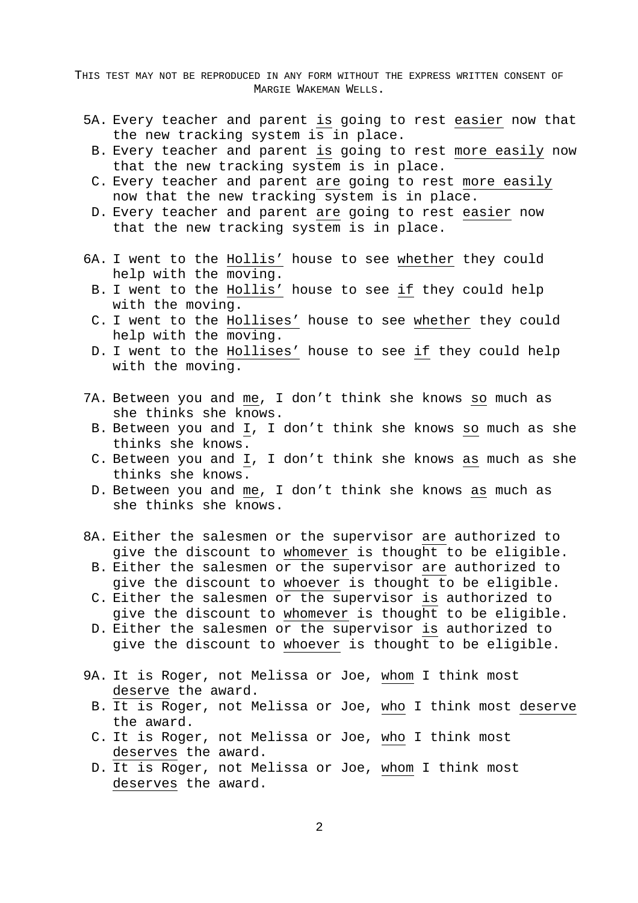5A. Every teacher and parent <u>is</u> going to rest <u>easier</u> now that the new tracking system is in place.

B. Every teacher and parent <u>is</u> going to rest <u>more easily</u> now that the new tracking system is in place.

C. Every teacher and parent <u>are</u> going to rest <u>more easily</u> now that the new tracking system is in place.

D. Every teacher and parent <u>are</u> going to rest <u>easier</u> now that the new tracking system is in place.

6A. I went to the <u>Hollis'</u> house to see <u>whether</u> they could help with the moving.

B. I went to the <u>Hollis'</u> house to see <u>if</u> they could help with the moving.

C. I went to the <u>Hollises'</u> house to see <u>whether</u> they could help with the moving.

D. I went to the <u>Hollises'</u> house to see <u>if</u> they could help with the moving.

7A. Between you and <u>me</u>, I don't think she knows <u>so</u> much as she thinks she knows.

B. Between you and <u>I</u>, I don't think she knows <u>so</u> much as she thinks she knows.

C. Between you and <u>I</u>, I don't think she knows <u>as</u> much as she thinks she knows.

D. Between you and <u>me</u>, I don't think she knows <u>as</u> much as she thinks she knows.

8A. Either the salesmen or the supervisor <u>are</u> authorized to give the discount to <u>whomever</u> is thought to be eligible.

B. Either the salesmen or the supervisor <u>are</u> authorized to give the discount to <u>whoever</u> is thought to be eligible.

C. Either the salesmen or the supervisor <u>is</u> authorized to give the discount to <u>whomever</u> is thought to be eligible.

D. Either the salesmen or the supervisor <u>is</u> authorized to give the discount to <u>whoever</u> is thought to be eligible.

9A. It is Roger, not Melissa or Joe, <u>whom</u> I think most <u>deserve</u> the award.

B. It is Roger, not Melissa or Joe, <u>who</u> I think most <u>deserve</u> the award.

C. It is Roger, not Melissa or Joe, <u>who</u> I think most <u>deserves</u> the award.

D. It is Roger, not Melissa or Joe, <u>whom</u> I think most <u>deserves</u> the award.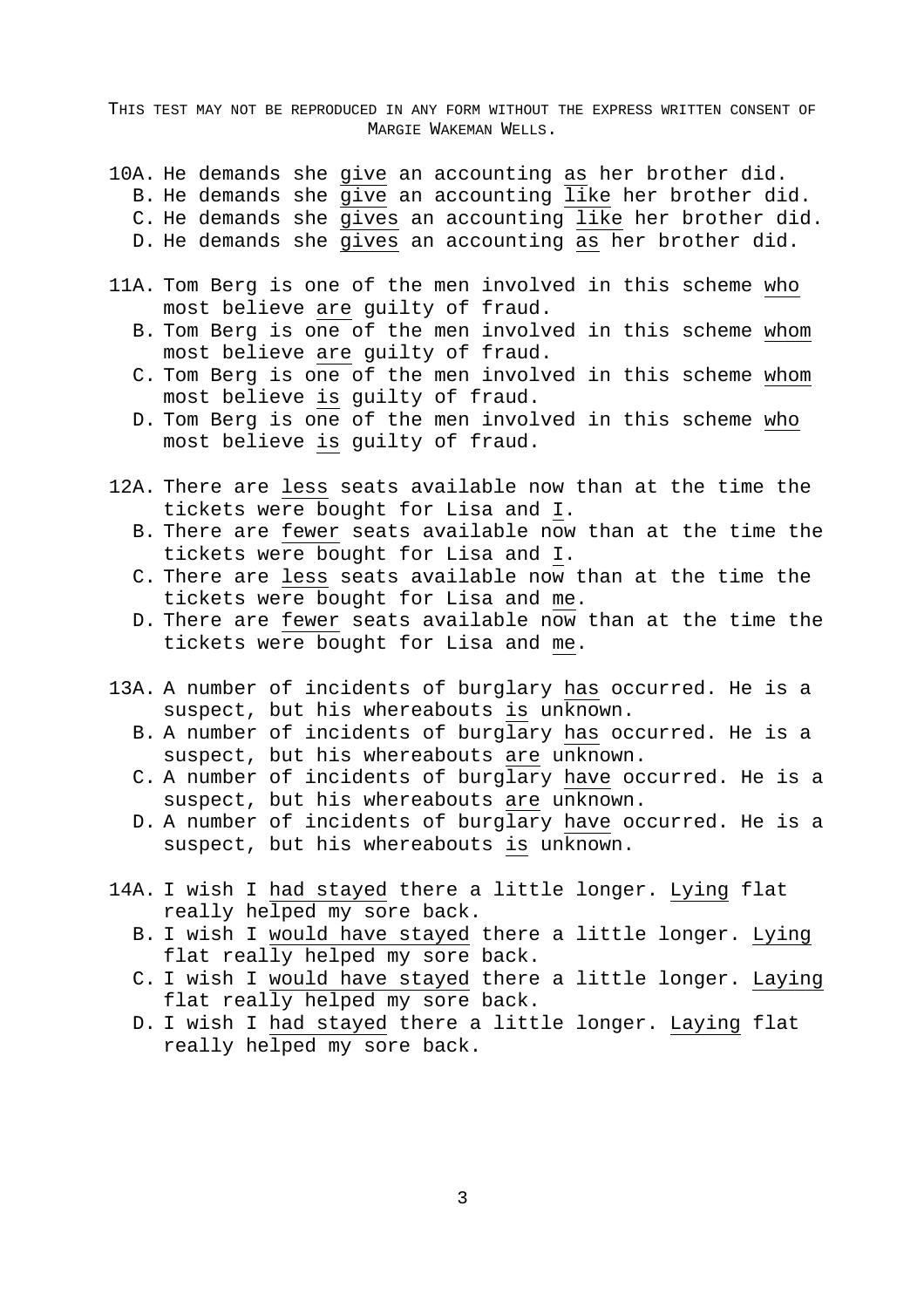10A. He demands she <u>give</u> an accounting <u>as</u> her brother did.
   B. He demands she <u>give</u> an accounting <u>like</u> her brother did.
   C. He demands she <u>gives</u> an accounting <u>like</u> her brother did.
   D. He demands she <u>gives</u> an accounting <u>as</u> her brother did.

11A. Tom Berg is one of the men involved in this scheme <u>who</u> most believe <u>are</u> guilty of fraud.
   B. Tom Berg is one of the men involved in this scheme <u>whom</u> most believe <u>are</u> guilty of fraud.
   C. Tom Berg is one of the men involved in this scheme <u>whom</u> most believe <u>is</u> guilty of fraud.
   D. Tom Berg is one of the men involved in this scheme <u>who</u> most believe <u>is</u> guilty of fraud.

12A. There are <u>less</u> seats available now than at the time the tickets were bought for Lisa and <u>I</u>.
   B. There are <u>fewer</u> seats available now than at the time the tickets were bought for Lisa and <u>I</u>.
   C. There are <u>less</u> seats available now than at the time the tickets were bought for Lisa and <u>me</u>.
   D. There are <u>fewer</u> seats available now than at the time the tickets were bought for Lisa and <u>me</u>.

13A. A number of incidents of burglary <u>has</u> occurred. He is a suspect, but his whereabouts <u>is</u> unknown.
   B. A number of incidents of burglary <u>has</u> occurred. He is a suspect, but his whereabouts <u>are</u> unknown.
   C. A number of incidents of burglary <u>have</u> occurred. He is a suspect, but his whereabouts <u>are</u> unknown.
   D. A number of incidents of burglary <u>have</u> occurred. He is a suspect, but his whereabouts <u>is</u> unknown.

14A. I wish I <u>had stayed</u> there a little longer. <u>Lying</u> flat really helped my sore back.
   B. I wish I <u>would have stayed</u> there a little longer. <u>Lying</u> flat really helped my sore back.
   C. I wish I <u>would have stayed</u> there a little longer. <u>Laying</u> flat really helped my sore back.
   D. I wish I <u>had stayed</u> there a little longer. <u>Laying</u> flat really helped my sore back.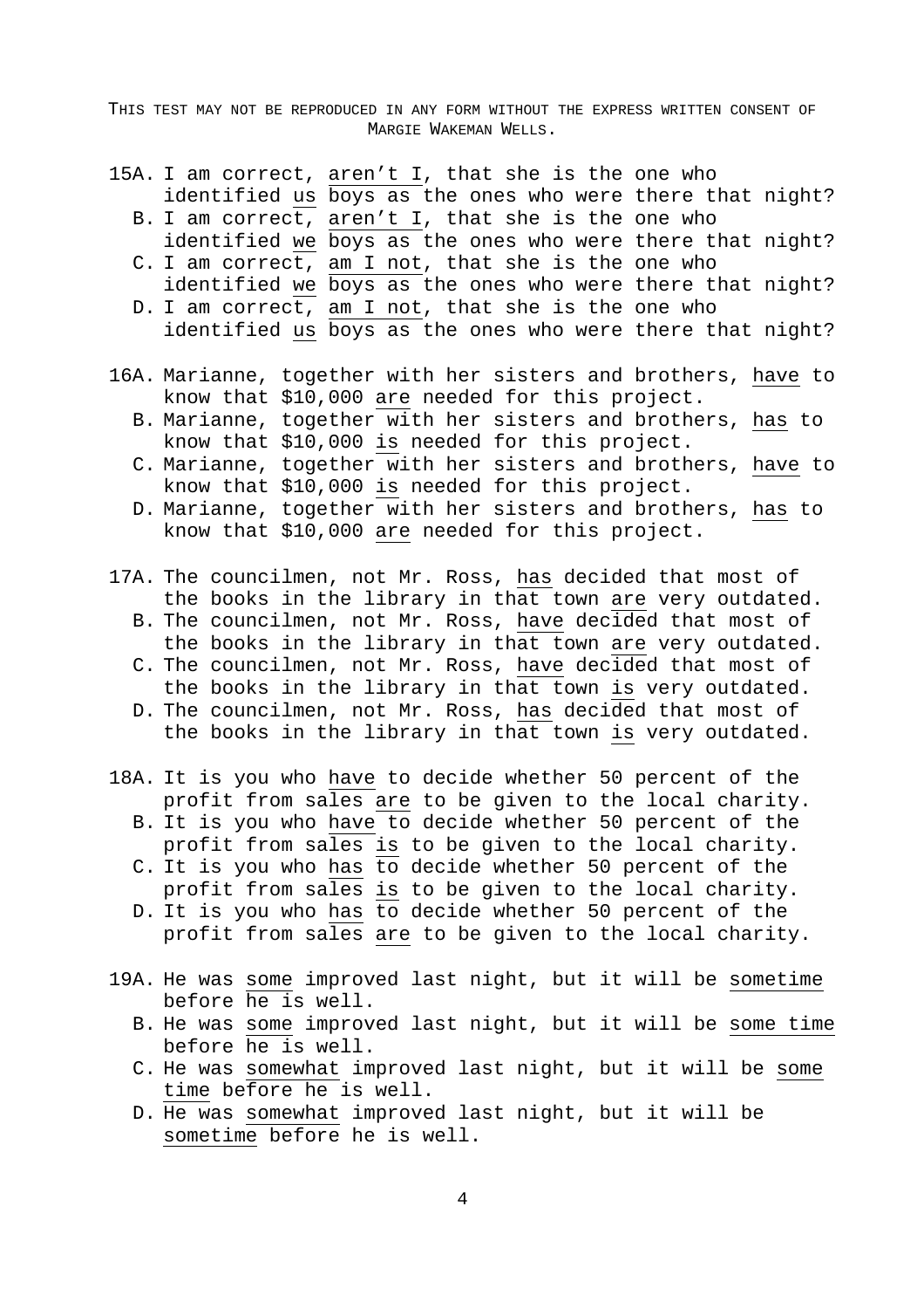15A. I am correct, <u>aren’t I</u>, that she is the one who identified <u>us</u> boys as the ones who were there that night?

B. I am correct, <u>aren’t I</u>, that she is the one who identified <u>we</u> boys as the ones who were there that night?

C. I am correct, <u>am I not</u>, that she is the one who identified <u>we</u> boys as the ones who were there that night?

D. I am correct, <u>am I not</u>, that she is the one who identified <u>us</u> boys as the ones who were there that night?

16A. Marianne, together with her sisters and brothers, <u>have</u> to know that $10,000 <u>are</u> needed for this project.

B. Marianne, together with her sisters and brothers, <u>has</u> to know that $10,000 <u>is</u> needed for this project.

C. Marianne, together with her sisters and brothers, <u>have</u> to know that $10,000 <u>is</u> needed for this project.

D. Marianne, together with her sisters and brothers, <u>has</u> to know that $10,000 <u>are</u> needed for this project.

17A. The councilmen, not Mr. Ross, <u>has</u> decided that most of the books in the library in that town <u>are</u> very outdated.

B. The councilmen, not Mr. Ross, <u>have</u> decided that most of the books in the library in that town <u>are</u> very outdated.

C. The councilmen, not Mr. Ross, <u>have</u> decided that most of the books in the library in that town <u>is</u> very outdated.

D. The councilmen, not Mr. Ross, <u>has</u> decided that most of the books in the library in that town <u>is</u> very outdated.

18A. It is you who <u>have</u> to decide whether 50 percent of the profit from sales <u>are</u> to be given to the local charity.

B. It is you who <u>have</u> to decide whether 50 percent of the profit from sales <u>is</u> to be given to the local charity.

C. It is you who <u>has</u> to decide whether 50 percent of the profit from sales <u>is</u> to be given to the local charity.

D. It is you who <u>has</u> to decide whether 50 percent of the profit from sales <u>are</u> to be given to the local charity.

19A. He was <u>some</u> improved last night, but it will be <u>sometime</u> before he is well.

B. He was <u>some</u> improved last night, but it will be <u>some time</u> before he is well.

C. He was <u>somewhat</u> improved last night, but it will be <u>some time</u> before he is well.

D. He was <u>somewhat</u> improved last night, but it will be <u>sometime</u> before he is well.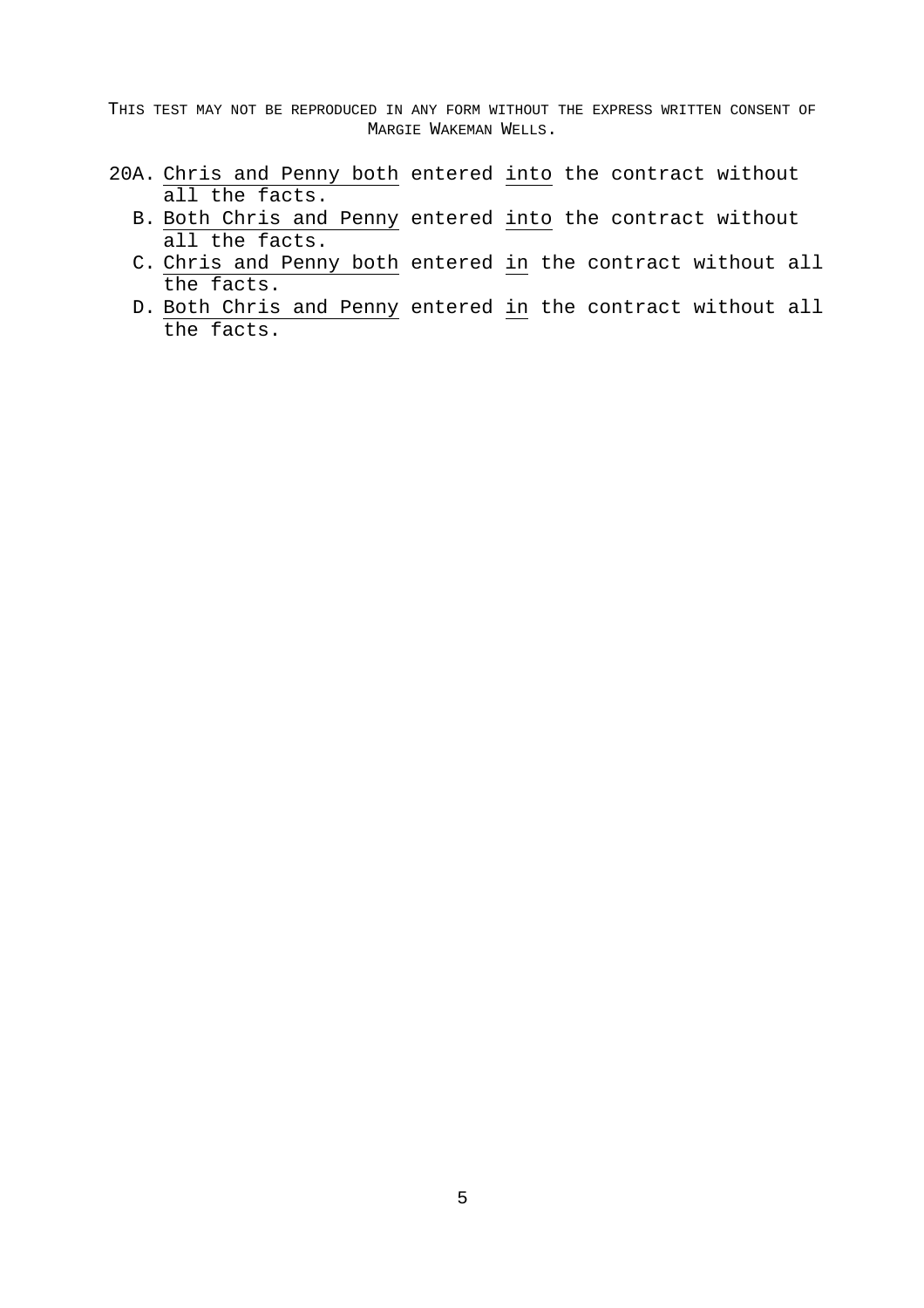20A. <u>Chris and Penny both</u> entered <u>into</u> the contract without all the facts.

B. <u>Both Chris and Penny</u> entered <u>into</u> the contract without all the facts.

C. <u>Chris and Penny both</u> entered <u>in</u> the contract without all the facts.

D. <u>Both Chris and Penny</u> entered <u>in</u> the contract without all the facts.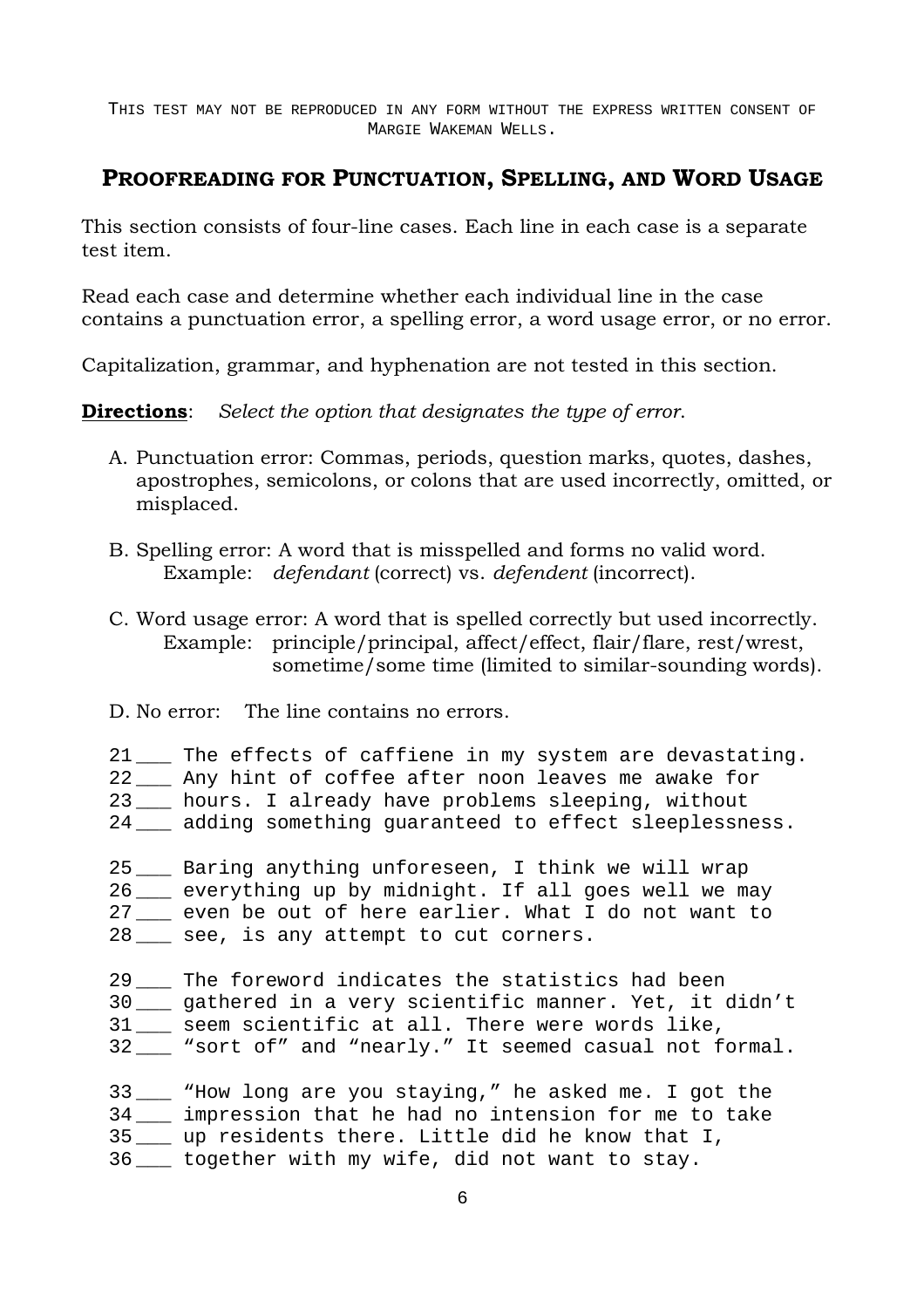THIS TEST MAY NOT BE REPRODUCED IN ANY FORM WITHOUT THE EXPRESS WRITTEN CONSENT OF MARGIE WAKEMAN WELLS.

## PROOFREADING FOR PUNCTUATION, SPELLING, AND WORD USAGE

This section consists of four-line cases. Each line in each case is a separate test item.

Read each case and determine whether each individual line in the case contains a punctuation error, a spelling error, a word usage error, or no error.

Capitalization, grammar, and hyphenation are not tested in this section.

**Directions**: *Select the option that designates the type of error.*

A. Punctuation error: Commas, periods, question marks, quotes, dashes, apostrophes, semicolons, or colons that are used incorrectly, omitted, or misplaced.

B. Spelling error: A word that is misspelled and forms no valid word.
   Example: *defendant* (correct) vs. *defendent* (incorrect).

C. Word usage error: A word that is spelled correctly but used incorrectly.
   Example: principle/principal, affect/effect, flair/flare, rest/wrest, sometime/some time (limited to similar-sounding words).

D. No error: The line contains no errors.

```
21 ___ The effects of caffiene in my system are devastating.
22 ___ Any hint of coffee after noon leaves me awake for
23 ___ hours. I already have problems sleeping, without
24 ___ adding something guaranteed to effect sleeplessness.

25 ___ Baring anything unforeseen, I think we will wrap
26 ___ everything up by midnight. If all goes well we may
27 ___ even be out of here earlier. What I do not want to
28 ___ see, is any attempt to cut corners.

29 ___ The foreword indicates the statistics had been
30 ___ gathered in a very scientific manner. Yet, it didn't
31 ___ seem scientific at all. There were words like,
32 ___ "sort of" and "nearly." It seemed casual not formal.

33 ___ "How long are you staying," he asked me. I got the
34 ___ impression that he had no intension for me to take
35 ___ up residents there. Little did he know that I,
36 ___ together with my wife, did not want to stay.
```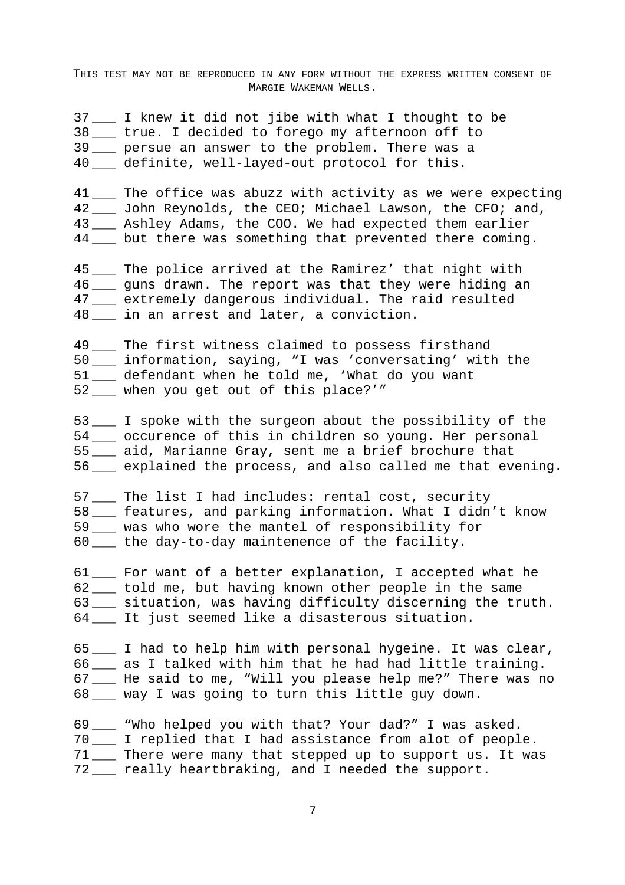37 ___ I knew it did not jibe with what I thought to be
38 ___ true. I decided to forego my afternoon off to
39 ___ persue an answer to the problem. There was a
40 ___ definite, well-layed-out protocol for this.

41 ___ The office was abuzz with activity as we were expecting
42 ___ John Reynolds, the CEO; Michael Lawson, the CFO; and,
43 ___ Ashley Adams, the COO. We had expected them earlier
44 ___ but there was something that prevented there coming.

45 ___ The police arrived at the Ramirez' that night with
46 ___ guns drawn. The report was that they were hiding an
47 ___ extremely dangerous individual. The raid resulted
48 ___ in an arrest and later, a conviction.

49 ___ The first witness claimed to possess firsthand
50 ___ information, saying, "I was 'conversating' with the
51 ___ defendant when he told me, 'What do you want
52 ___ when you get out of this place?'"

53 ___ I spoke with the surgeon about the possibility of the
54 ___ occurence of this in children so young. Her personal
55 ___ aid, Marianne Gray, sent me a brief brochure that
56 ___ explained the process, and also called me that evening.

57 ___ The list I had includes: rental cost, security
58 ___ features, and parking information. What I didn't know
59 ___ was who wore the mantel of responsibility for
60 ___ the day-to-day maintenence of the facility.

61 ___ For want of a better explanation, I accepted what he
62 ___ told me, but having known other people in the same
63 ___ situation, was having difficulty discerning the truth.
64 ___ It just seemed like a disasterous situation.

65 ___ I had to help him with personal hygeine. It was clear,
66 ___ as I talked with him that he had had little training.
67 ___ He said to me, "Will you please help me?" There was no
68 ___ way I was going to turn this little guy down.

69 ___ "Who helped you with that? Your dad?" I was asked.
70 ___ I replied that I had assistance from alot of people.
71 ___ There were many that stepped up to support us. It was
72 ___ really heartbraking, and I needed the support.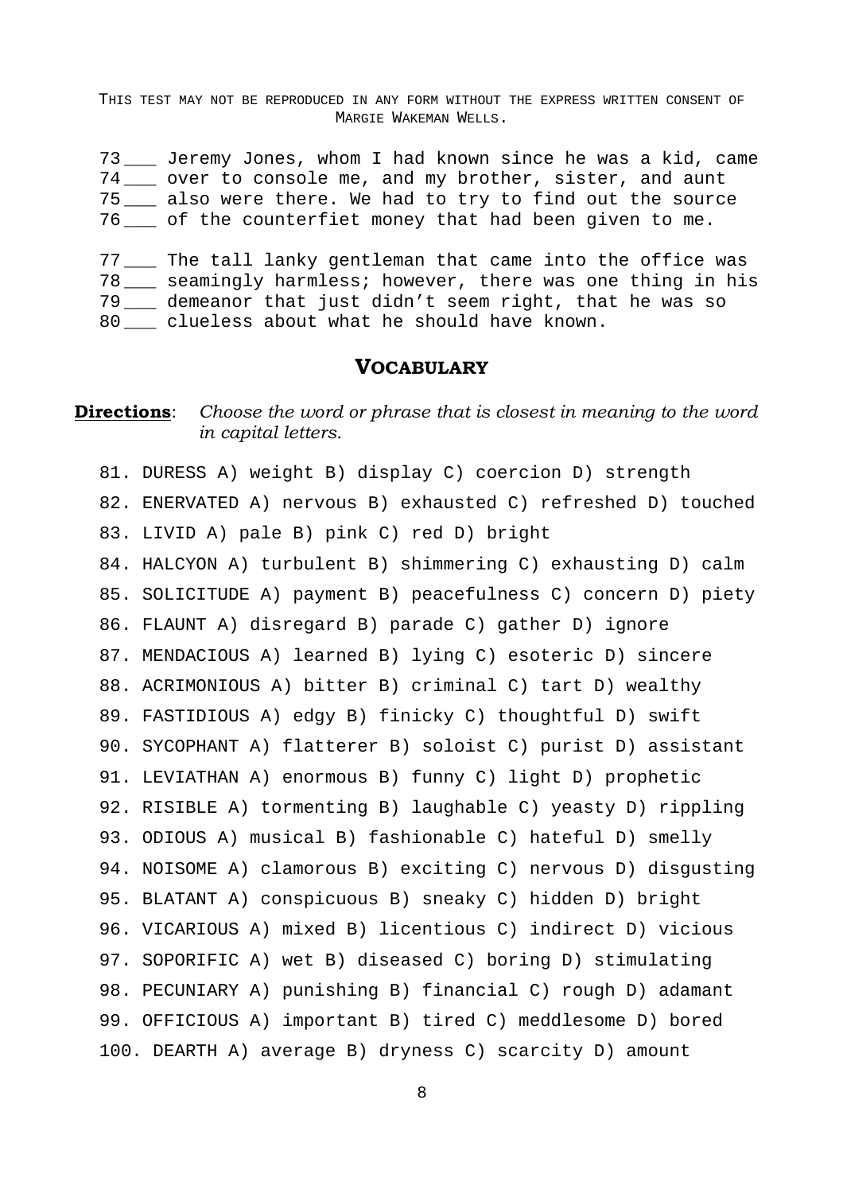THIS TEST MAY NOT BE REPRODUCED IN ANY FORM WITHOUT THE EXPRESS WRITTEN CONSENT OF MARGIE WAKEMAN WELLS.

73 ___ Jeremy Jones, whom I had known since he was a kid, came
74 ___ over to console me, and my brother, sister, and aunt
75 ___ also were there. We had to try to find out the source
76 ___ of the counterfiet money that had been given to me.

77 ___ The tall lanky gentleman that came into the office was
78 ___ seamingly harmless; however, there was one thing in his
79 ___ demeanor that just didn't seem right, that he was so
80 ___ clueless about what he should have known.

## VOCABULARY

**Directions**: *Choose the word or phrase that is closest in meaning to the word in capital letters.*

81. DURESS A) weight B) display C) coercion D) strength
82. ENERVATED A) nervous B) exhausted C) refreshed D) touched
83. LIVID A) pale B) pink C) red D) bright
84. HALCYON A) turbulent B) shimmering C) exhausting D) calm
85. SOLICITUDE A) payment B) peacefulness C) concern D) piety
86. FLAUNT A) disregard B) parade C) gather D) ignore
87. MENDACIOUS A) learned B) lying C) esoteric D) sincere
88. ACRIMONIOUS A) bitter B) criminal C) tart D) wealthy
89. FASTIDIOUS A) edgy B) finicky C) thoughtful D) swift
90. SYCOPHANT A) flatterer B) soloist C) purist D) assistant
91. LEVIATHAN A) enormous B) funny C) light D) prophetic
92. RISIBLE A) tormenting B) laughable C) yeasty D) rippling
93. ODIOUS A) musical B) fashionable C) hateful D) smelly
94. NOISOME A) clamorous B) exciting C) nervous D) disgusting
95. BLATANT A) conspicuous B) sneaky C) hidden D) bright
96. VICARIOUS A) mixed B) licentious C) indirect D) vicious
97. SOPORIFIC A) wet B) diseased C) boring D) stimulating
98. PECUNIARY A) punishing B) financial C) rough D) adamant
99. OFFICIOUS A) important B) tired C) meddlesome D) bored
100. DEARTH A) average B) dryness C) scarcity D) amount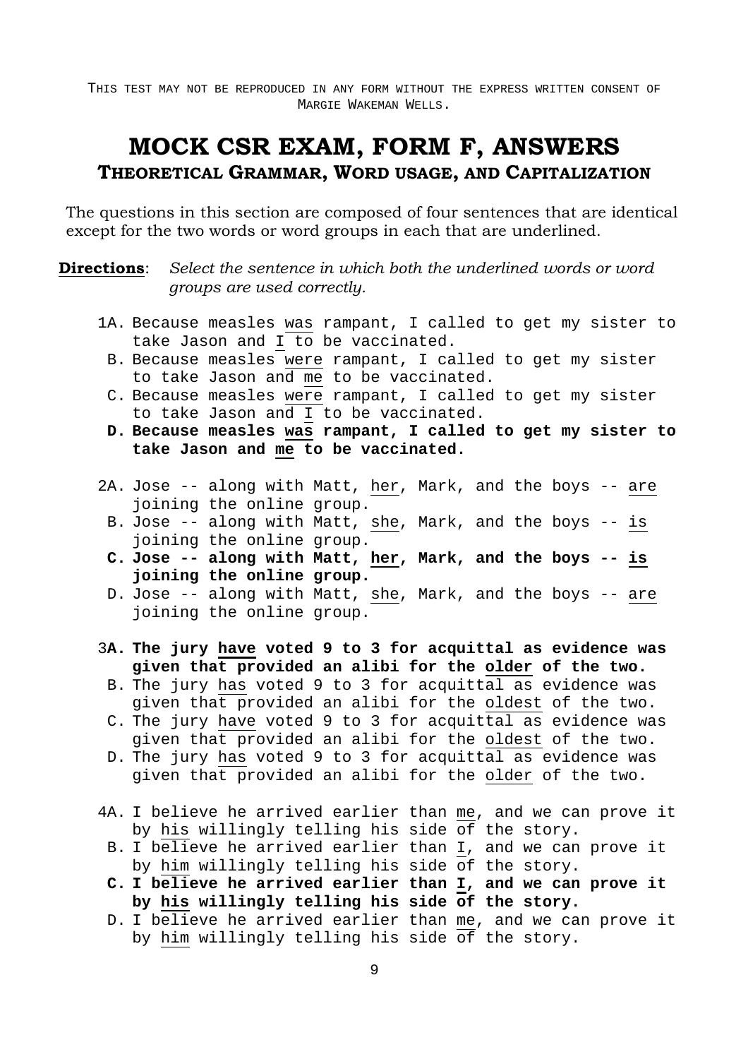THIS TEST MAY NOT BE REPRODUCED IN ANY FORM WITHOUT THE EXPRESS WRITTEN CONSENT OF MARGIE WAKEMAN WELLS.

# MOCK CSR EXAM, FORM F, ANSWERS

## THEORETICAL GRAMMAR, WORD USAGE, AND CAPITALIZATION

The questions in this section are composed of four sentences that are identical except for the two words or word groups in each that are underlined.

**Directions**: *Select the sentence in which both the underlined words or word groups are used correctly.*

1A. Because measles <u>was</u> rampant, I called to get my sister to take Jason and <u>I to</u> be vaccinated.
  B. Because measles <u>were</u> rampant, I called to get my sister to take Jason and <u>me</u> to be vaccinated.
  C. Because measles <u>were</u> rampant, I called to get my sister to take Jason and <u>I</u> to be vaccinated.
  **D. Because measles <u>was</u> rampant, I called to get my sister to take Jason and <u>me</u> to be vaccinated.**

2A. Jose -- along with Matt, <u>her</u>, Mark, and the boys -- <u>are</u> joining the online group.
  B. Jose -- along with Matt, <u>she</u>, Mark, and the boys -- <u>is</u> joining the online group.
  **C. Jose -- along with Matt, <u>her</u>, Mark, and the boys -- <u>is</u> joining the online group.**
  D. Jose -- along with Matt, <u>she</u>, Mark, and the boys -- <u>are</u> joining the online group.

3**A. The jury <u>have</u> voted 9 to 3 for acquittal as evidence was given that provided an alibi for the <u>older</u> of the two.**
  B. The jury <u>has</u> voted 9 to 3 for acquittal as evidence was given that provided an alibi for the <u>oldest</u> of the two.
  C. The jury <u>have</u> voted 9 to 3 for acquittal as evidence was given that provided an alibi for the <u>oldest</u> of the two.
  D. The jury <u>has</u> voted 9 to 3 for acquittal as evidence was given that provided an alibi for the <u>older</u> of the two.

4A. I believe he arrived earlier than <u>me</u>, and we can prove it by <u>his</u> willingly telling his side of the story.
  B. I believe he arrived earlier than <u>I</u>, and we can prove it by <u>him</u> willingly telling his side of the story.
  **C. I believe he arrived earlier than <u>I</u>, and we can prove it by <u>his</u> willingly telling his side of the story.**
  D. I believe he arrived earlier than <u>me</u>, and we can prove it by <u>him</u> willingly telling his side of the story.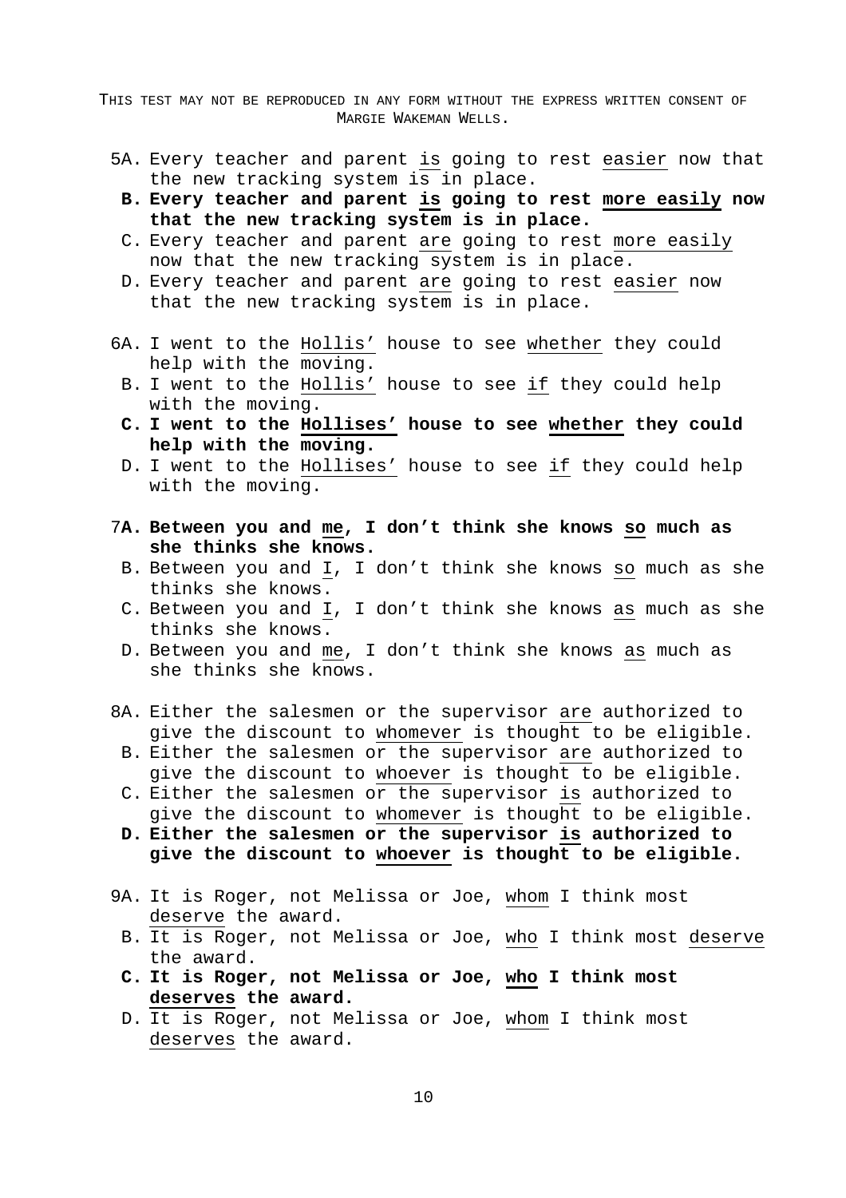5A. Every teacher and parent <u>is</u> going to rest <u>easier</u> now that the new tracking system is in place.

**B. Every teacher and parent <u>is</u> going to rest <u>more easily</u> now that the new tracking system is in place.**

C. Every teacher and parent <u>are</u> going to rest <u>more easily</u> now that the new tracking system is in place.

D. Every teacher and parent <u>are</u> going to rest <u>easier</u> now that the new tracking system is in place.

6A. I went to the <u>Hollis'</u> house to see <u>whether</u> they could help with the moving.

B. I went to the <u>Hollis'</u> house to see <u>if</u> they could help with the moving.

**C. I went to the <u>Hollises'</u> house to see <u>whether</u> they could help with the moving.**

D. I went to the <u>Hollises'</u> house to see <u>if</u> they could help with the moving.

7**A. Between you and <u>me</u>, I don't think she knows <u>so</u> much as she thinks she knows.**

B. Between you and <u>I</u>, I don't think she knows <u>so</u> much as she thinks she knows.

C. Between you and <u>I</u>, I don't think she knows <u>as</u> much as she thinks she knows.

D. Between you and <u>me</u>, I don't think she knows <u>as</u> much as she thinks she knows.

8A. Either the salesmen or the supervisor <u>are</u> authorized to give the discount to <u>whomever</u> is thought to be eligible.

B. Either the salesmen or the supervisor <u>are</u> authorized to give the discount to <u>whoever</u> is thought to be eligible.

C. Either the salesmen or the supervisor <u>is</u> authorized to give the discount to <u>whomever</u> is thought to be eligible.

**D. Either the salesmen or the supervisor <u>is</u> authorized to give the discount to <u>whoever</u> is thought to be eligible.**

9A. It is Roger, not Melissa or Joe, <u>whom</u> I think most <u>deserve</u> the award.

B. It is Roger, not Melissa or Joe, <u>who</u> I think most <u>deserve</u> the award.

**C. It is Roger, not Melissa or Joe, <u>who</u> I think most <u>deserves</u> the award.**

D. It is Roger, not Melissa or Joe, <u>whom</u> I think most <u>deserves</u> the award.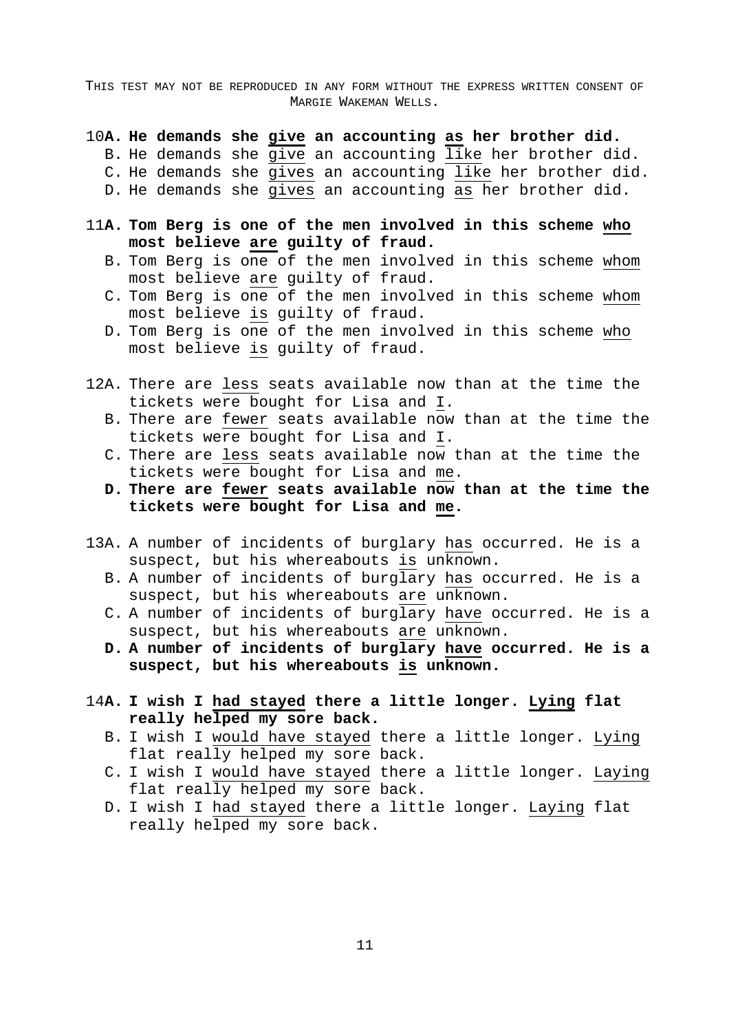THIS TEST MAY NOT BE REPRODUCED IN ANY FORM WITHOUT THE EXPRESS WRITTEN CONSENT OF MARGIE WAKEMAN WELLS.

10**A. He demands she <u>give</u> an accounting <u>as</u> her brother did.**
   B. He demands she <u>give</u> an accounting <u>like</u> her brother did.
   C. He demands she <u>gives</u> an accounting <u>like</u> her brother did.
   D. He demands she <u>gives</u> an accounting <u>as</u> her brother did.

11**A. Tom Berg is one of the men involved in this scheme <u>who</u> most believe <u>are</u> guilty of fraud.**
   B. Tom Berg is one of the men involved in this scheme <u>whom</u> most believe <u>are</u> guilty of fraud.
   C. Tom Berg is one of the men involved in this scheme <u>whom</u> most believe <u>is</u> guilty of fraud.
   D. Tom Berg is one of the men involved in this scheme <u>who</u> most believe <u>is</u> guilty of fraud.

12A. There are <u>less</u> seats available now than at the time the tickets were bought for Lisa and <u>I</u>.
   B. There are <u>fewer</u> seats available now than at the time the tickets were bought for Lisa and <u>I</u>.
   C. There are <u>less</u> seats available now than at the time the tickets were bought for Lisa and <u>me</u>.
   **D. There are <u>fewer</u> seats available now than at the time the tickets were bought for Lisa and <u>me</u>.**

13A. A number of incidents of burglary <u>has</u> occurred. He is a suspect, but his whereabouts <u>is</u> unknown.
   B. A number of incidents of burglary <u>has</u> occurred. He is a suspect, but his whereabouts <u>are</u> unknown.
   C. A number of incidents of burglary <u>have</u> occurred. He is a suspect, but his whereabouts <u>are</u> unknown.
   **D. A number of incidents of burglary <u>have</u> occurred. He is a suspect, but his whereabouts <u>is</u> unknown.**

14**A. I wish I <u>had stayed</u> there a little longer. <u>Lying</u> flat really helped my sore back.**
   B. I wish I <u>would have stayed</u> there a little longer. <u>Lying</u> flat really helped my sore back.
   C. I wish I <u>would have stayed</u> there a little longer. <u>Laying</u> flat really helped my sore back.
   D. I wish I <u>had stayed</u> there a little longer. <u>Laying</u> flat really helped my sore back.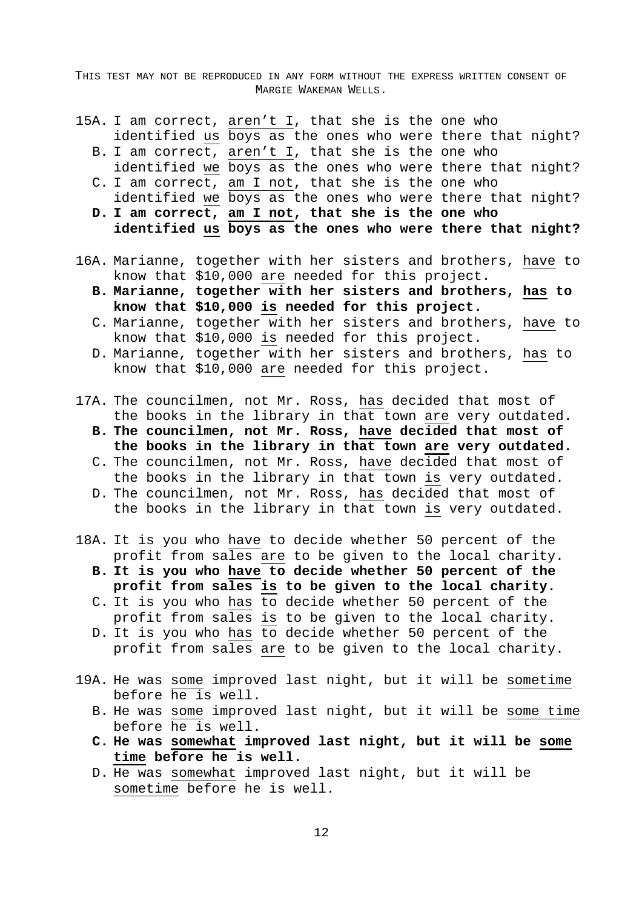THIS TEST MAY NOT BE REPRODUCED IN ANY FORM WITHOUT THE EXPRESS WRITTEN CONSENT OF MARGIE WAKEMAN WELLS.

15A. I am correct, <u>aren't I</u>, that she is the one who identified <u>us</u> boys as the ones who were there that night?
   B. I am correct, <u>aren't I</u>, that she is the one who identified <u>we</u> boys as the ones who were there that night?
   C. I am correct, <u>am I not</u>, that she is the one who identified <u>we</u> boys as the ones who were there that night?
   **D. I am correct, <u>am I not</u>, that she is the one who identified <u>us</u> boys as the ones who were there that night?**

16A. Marianne, together with her sisters and brothers, <u>have</u> to know that $10,000 <u>are</u> needed for this project.
   **B. Marianne, together with her sisters and brothers, <u>has</u> to know that $10,000 <u>is</u> needed for this project.**
   C. Marianne, together with her sisters and brothers, <u>have</u> to know that $10,000 <u>is</u> needed for this project.
   D. Marianne, together with her sisters and brothers, <u>has</u> to know that $10,000 <u>are</u> needed for this project.

17A. The councilmen, not Mr. Ross, <u>has</u> decided that most of the books in the library in that town <u>are</u> very outdated.
   **B. The councilmen, not Mr. Ross, <u>have</u> decided that most of the books in the library in that town <u>are</u> very outdated.**
   C. The councilmen, not Mr. Ross, <u>have</u> decided that most of the books in the library in that town <u>is</u> very outdated.
   D. The councilmen, not Mr. Ross, <u>has</u> decided that most of the books in the library in that town <u>is</u> very outdated.

18A. It is you who <u>have</u> to decide whether 50 percent of the profit from sales <u>are</u> to be given to the local charity.
   **B. It is you who <u>have</u> to decide whether 50 percent of the profit from sales <u>is</u> to be given to the local charity.**
   C. It is you who <u>has</u> to decide whether 50 percent of the profit from sales <u>is</u> to be given to the local charity.
   D. It is you who <u>has</u> to decide whether 50 percent of the profit from sales <u>are</u> to be given to the local charity.

19A. He was <u>some</u> improved last night, but it will be <u>sometime</u> before he is well.
   B. He was <u>some</u> improved last night, but it will be <u>some time</u> before he is well.
   **C. He was <u>somewhat</u> improved last night, but it will be <u>some time</u> before he is well.**
   D. He was <u>somewhat</u> improved last night, but it will be <u>sometime</u> before he is well.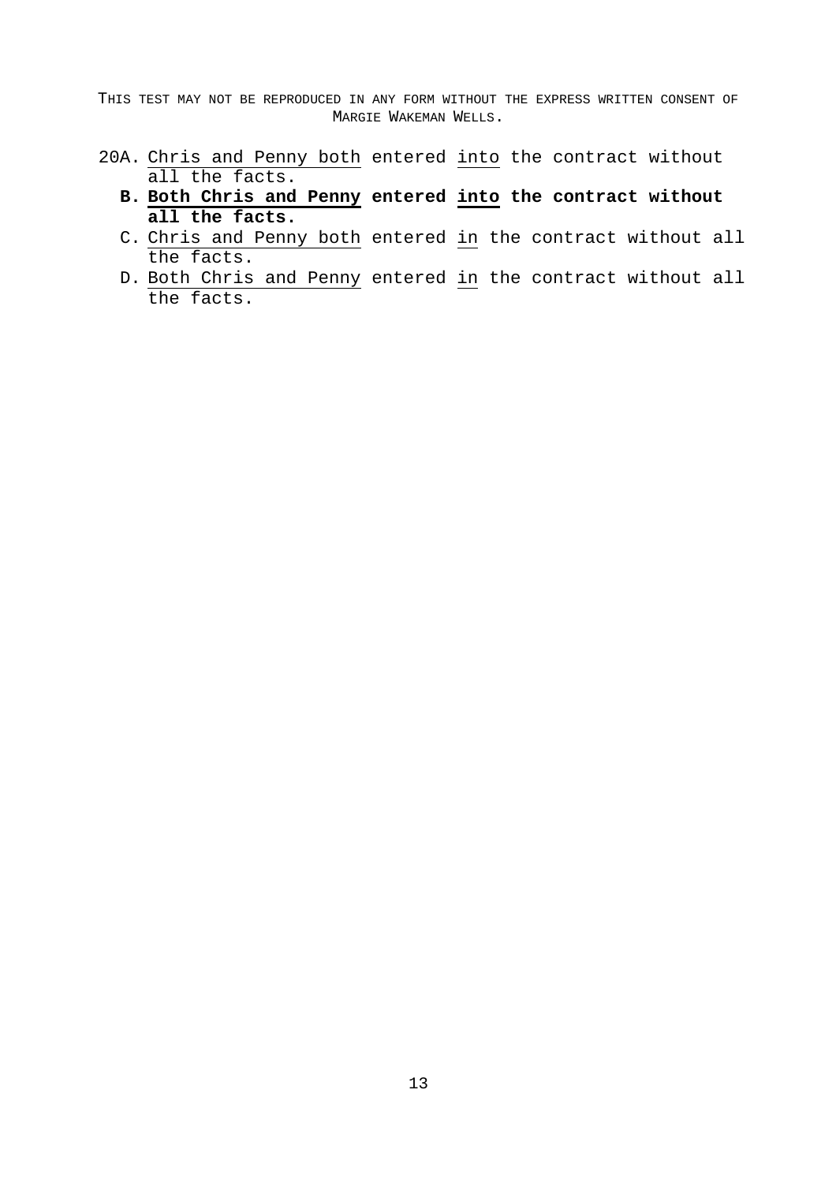THIS TEST MAY NOT BE REPRODUCED IN ANY FORM WITHOUT THE EXPRESS WRITTEN CONSENT OF MARGIE WAKEMAN WELLS.

20A. <u>Chris and Penny both</u> entered <u>into</u> the contract without all the facts.

**B. <u>Both Chris and Penny</u> entered <u>into</u> the contract without all the facts.**

C. <u>Chris and Penny both</u> entered <u>in</u> the contract without all the facts.

D. <u>Both Chris and Penny</u> entered <u>in</u> the contract without all the facts.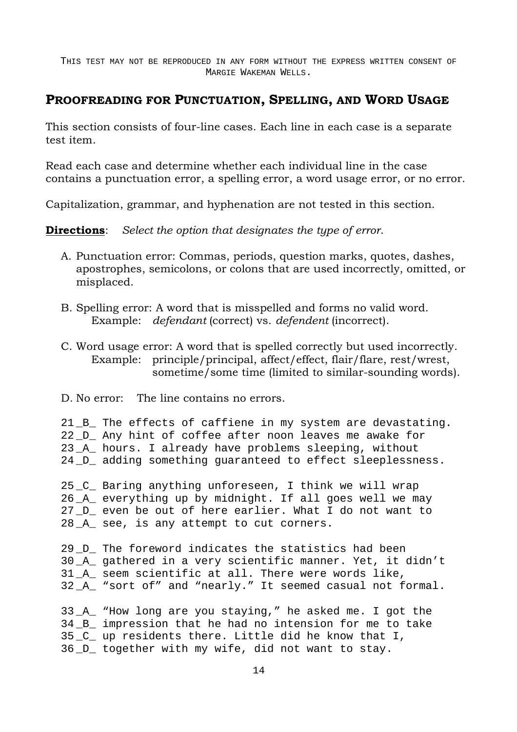THIS TEST MAY NOT BE REPRODUCED IN ANY FORM WITHOUT THE EXPRESS WRITTEN CONSENT OF MARGIE WAKEMAN WELLS.

## PROOFREADING FOR PUNCTUATION, SPELLING, AND WORD USAGE

This section consists of four-line cases. Each line in each case is a separate test item.

Read each case and determine whether each individual line in the case contains a punctuation error, a spelling error, a word usage error, or no error.

Capitalization, grammar, and hyphenation are not tested in this section.

**Directions**: *Select the option that designates the type of error.*

A. Punctuation error: Commas, periods, question marks, quotes, dashes, apostrophes, semicolons, or colons that are used incorrectly, omitted, or misplaced.

B. Spelling error: A word that is misspelled and forms no valid word.
   Example: *defendant* (correct) vs. *defendent* (incorrect).

C. Word usage error: A word that is spelled correctly but used incorrectly.
   Example: principle/principal, affect/effect, flair/flare, rest/wrest, sometime/some time (limited to similar-sounding words).

D. No error: The line contains no errors.

```
21 _B_ The effects of caffiene in my system are devastating.
22 _D_ Any hint of coffee after noon leaves me awake for
23 _A_ hours. I already have problems sleeping, without
24 _D_ adding something guaranteed to effect sleeplessness.

25 _C_ Baring anything unforeseen, I think we will wrap
26 _A_ everything up by midnight. If all goes well we may
27 _D_ even be out of here earlier. What I do not want to
28 _A_ see, is any attempt to cut corners.

29 _D_ The foreword indicates the statistics had been
30 _A_ gathered in a very scientific manner. Yet, it didn't
31 _A_ seem scientific at all. There were words like,
32 _A_ "sort of" and "nearly." It seemed casual not formal.

33 _A_ "How long are you staying," he asked me. I got the
34 _B_ impression that he had no intension for me to take
35 _C_ up residents there. Little did he know that I,
36 _D_ together with my wife, did not want to stay.
```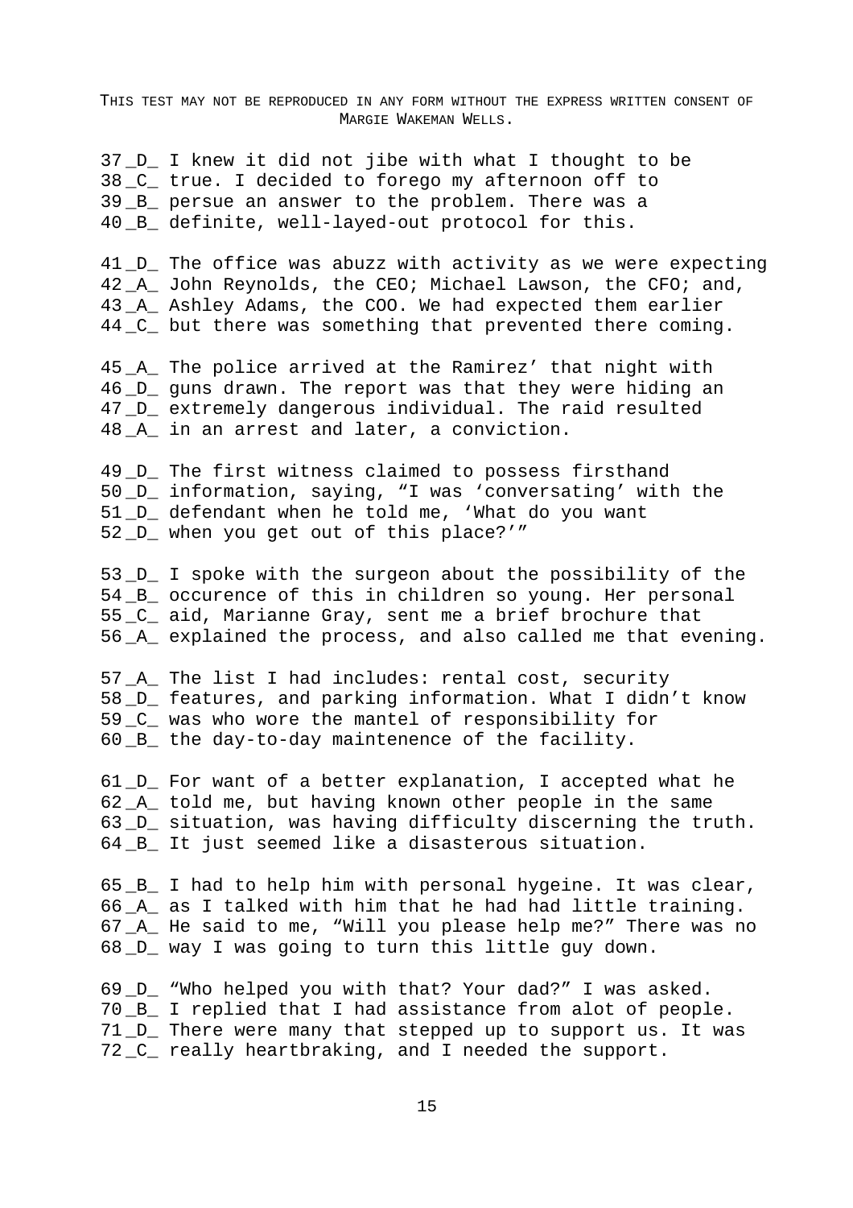THIS TEST MAY NOT BE REPRODUCED IN ANY FORM WITHOUT THE EXPRESS WRITTEN CONSENT OF MARGIE WAKEMAN WELLS.

37 _D_ I knew it did not jibe with what I thought to be
38 _C_ true. I decided to forego my afternoon off to
39 _B_ persue an answer to the problem. There was a
40 _B_ definite, well-layed-out protocol for this.

41 _D_ The office was abuzz with activity as we were expecting
42 _A_ John Reynolds, the CEO; Michael Lawson, the CFO; and,
43 _A_ Ashley Adams, the COO. We had expected them earlier
44 _C_ but there was something that prevented there coming.

45 _A_ The police arrived at the Ramirez' that night with
46 _D_ guns drawn. The report was that they were hiding an
47 _D_ extremely dangerous individual. The raid resulted
48 _A_ in an arrest and later, a conviction.

49 _D_ The first witness claimed to possess firsthand
50 _D_ information, saying, "I was 'conversating' with the
51 _D_ defendant when he told me, 'What do you want
52 _D_ when you get out of this place?'"

53 _D_ I spoke with the surgeon about the possibility of the
54 _B_ occurence of this in children so young. Her personal
55 _C_ aid, Marianne Gray, sent me a brief brochure that
56 _A_ explained the process, and also called me that evening.

57 _A_ The list I had includes: rental cost, security
58 _D_ features, and parking information. What I didn't know
59 _C_ was who wore the mantel of responsibility for
60 _B_ the day-to-day maintenence of the facility.

61 _D_ For want of a better explanation, I accepted what he
62 _A_ told me, but having known other people in the same
63 _D_ situation, was having difficulty discerning the truth.
64 _B_ It just seemed like a disasterous situation.

65 _B_ I had to help him with personal hygeine. It was clear,
66 _A_ as I talked with him that he had had little training.
67 _A_ He said to me, "Will you please help me?" There was no
68 _D_ way I was going to turn this little guy down.

69 _D_ "Who helped you with that? Your dad?" I was asked.
70 _B_ I replied that I had assistance from alot of people.
71 _D_ There were many that stepped up to support us. It was
72 _C_ really heartbraking, and I needed the support.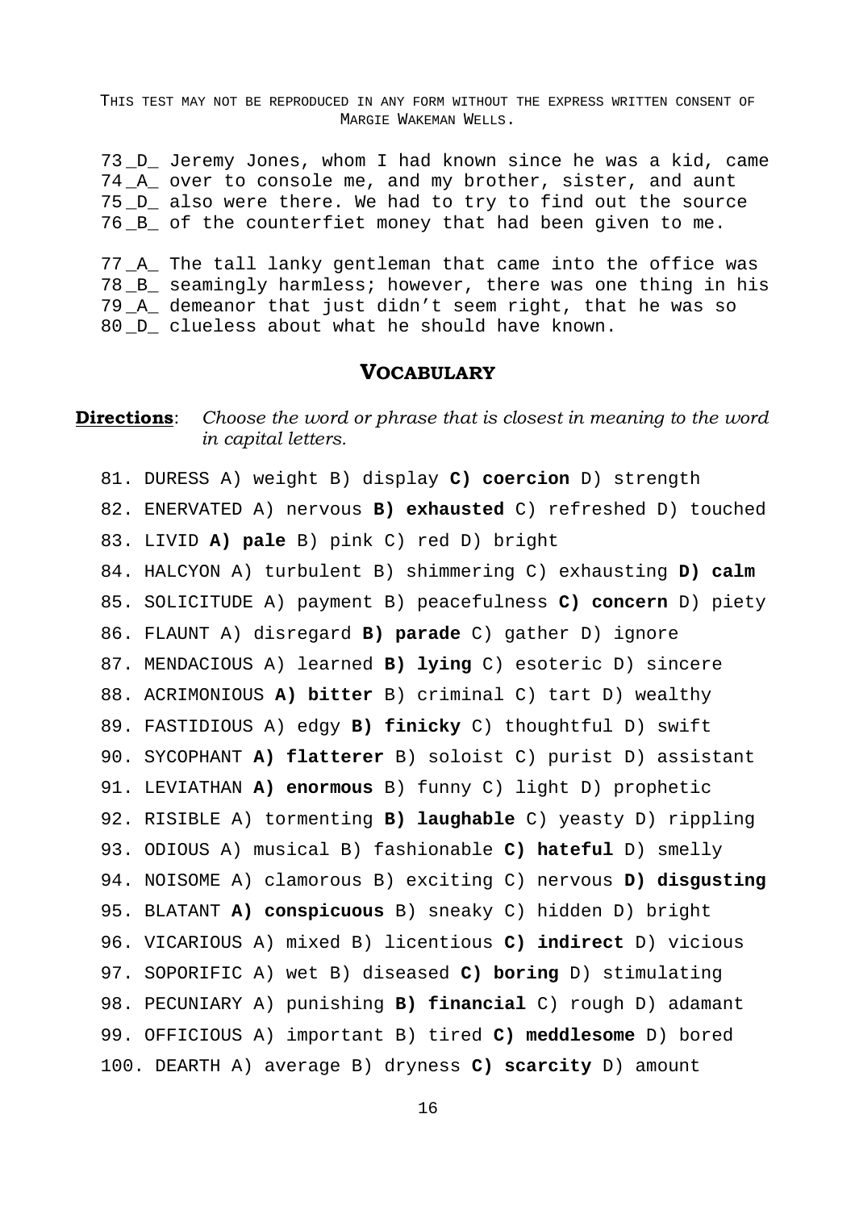THIS TEST MAY NOT BE REPRODUCED IN ANY FORM WITHOUT THE EXPRESS WRITTEN CONSENT OF MARGIE WAKEMAN WELLS.

73 _D_ Jeremy Jones, whom I had known since he was a kid, came
74 _A_ over to console me, and my brother, sister, and aunt
75 _D_ also were there. We had to try to find out the source
76 _B_ of the counterfiet money that had been given to me.

77 _A_ The tall lanky gentleman that came into the office was
78 _B_ seamingly harmless; however, there was one thing in his
79 _A_ demeanor that just didn't seem right, that he was so
80 _D_ clueless about what he should have known.

## VOCABULARY

**Directions**: *Choose the word or phrase that is closest in meaning to the word in capital letters.*

81. DURESS A) weight B) display **C) coercion** D) strength
82. ENERVATED A) nervous **B) exhausted** C) refreshed D) touched
83. LIVID **A) pale** B) pink C) red D) bright
84. HALCYON A) turbulent B) shimmering C) exhausting **D) calm**
85. SOLICITUDE A) payment B) peacefulness **C) concern** D) piety
86. FLAUNT A) disregard **B) parade** C) gather D) ignore
87. MENDACIOUS A) learned **B) lying** C) esoteric D) sincere
88. ACRIMONIOUS **A) bitter** B) criminal C) tart D) wealthy
89. FASTIDIOUS A) edgy **B) finicky** C) thoughtful D) swift
90. SYCOPHANT **A) flatterer** B) soloist C) purist D) assistant
91. LEVIATHAN **A) enormous** B) funny C) light D) prophetic
92. RISIBLE A) tormenting **B) laughable** C) yeasty D) rippling
93. ODIOUS A) musical B) fashionable **C) hateful** D) smelly
94. NOISOME A) clamorous B) exciting C) nervous **D) disgusting**
95. BLATANT **A) conspicuous** B) sneaky C) hidden D) bright
96. VICARIOUS A) mixed B) licentious **C) indirect** D) vicious
97. SOPORIFIC A) wet B) diseased **C) boring** D) stimulating
98. PECUNIARY A) punishing **B) financial** C) rough D) adamant
99. OFFICIOUS A) important B) tired **C) meddlesome** D) bored
100. DEARTH A) average B) dryness **C) scarcity** D) amount